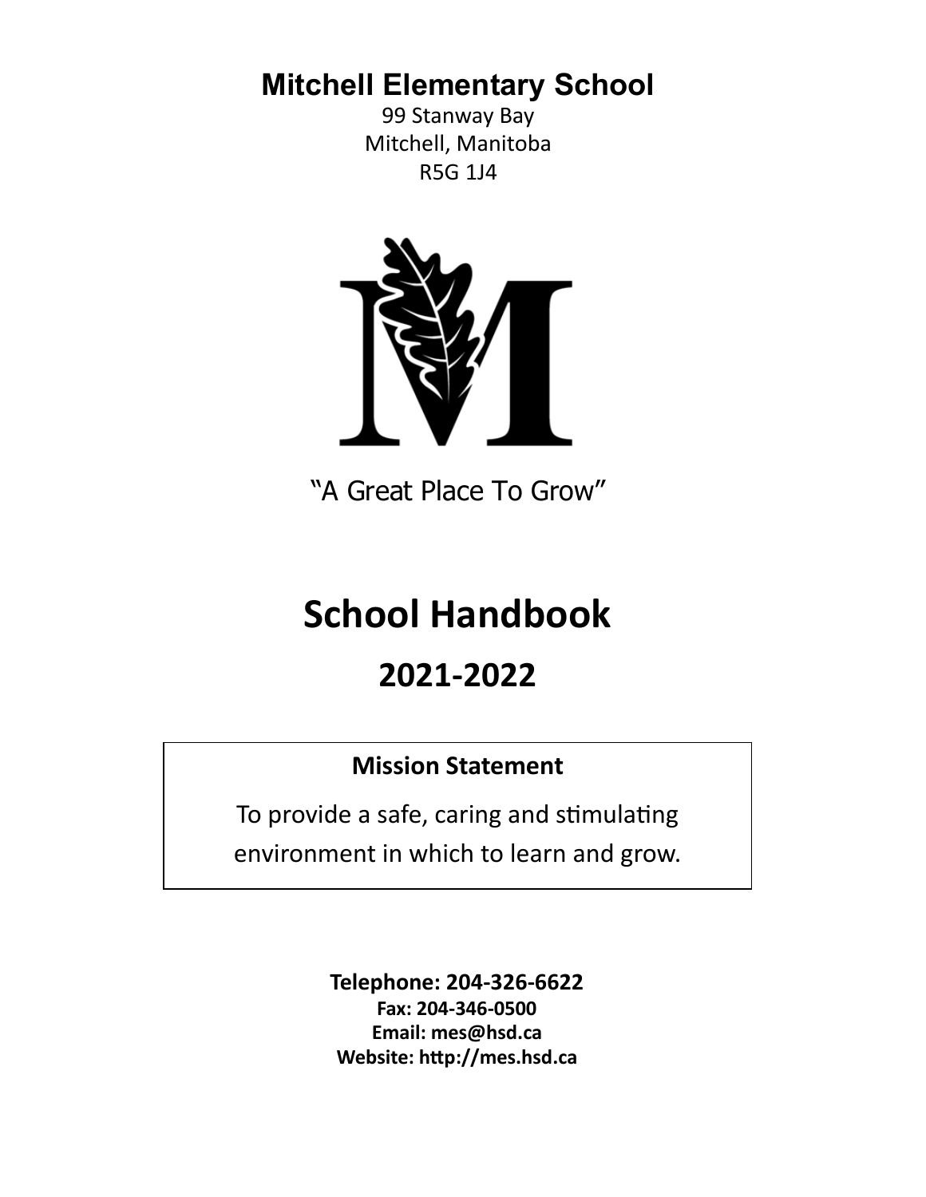# Mitchell Elementary School

99 Stanway Bay
Mitchell, Manitoba
R5G 1J4

"A Great Place To Grow"

# School Handbook

## 2021-2022

**Mission Statement**

To provide a safe, caring and stimulating environment in which to learn and grow.

**Telephone: 204-326-6622**
**Fax: 204-346-0500**
**Email: mes@hsd.ca**
**Website: http://mes.hsd.ca**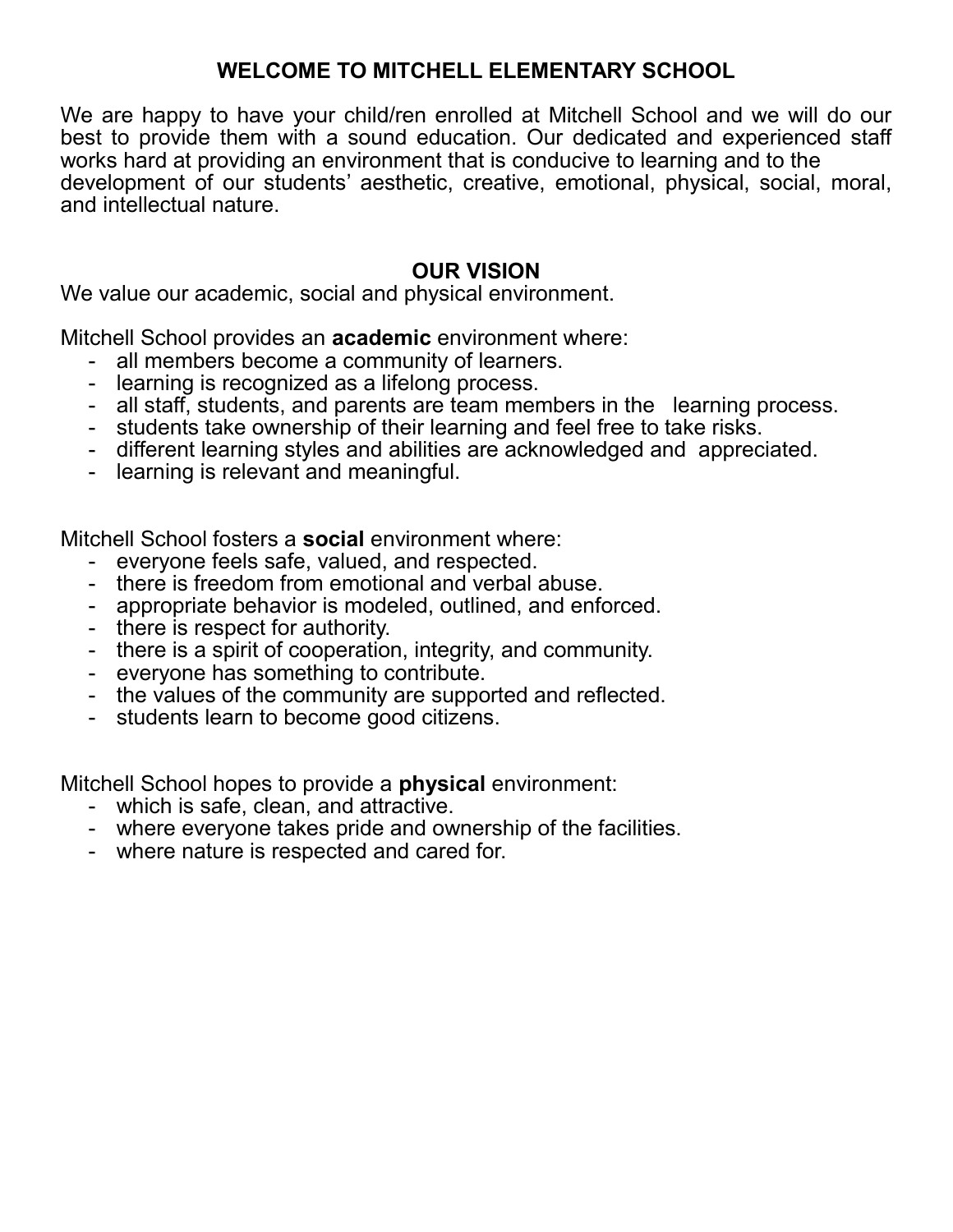# WELCOME TO MITCHELL ELEMENTARY SCHOOL

We are happy to have your child/ren enrolled at Mitchell School and we will do our best to provide them with a sound education. Our dedicated and experienced staff works hard at providing an environment that is conducive to learning and to the development of our students' aesthetic, creative, emotional, physical, social, moral, and intellectual nature.

## OUR VISION

We value our academic, social and physical environment.

Mitchell School provides an **academic** environment where:

- all members become a community of learners.
- learning is recognized as a lifelong process.
- all staff, students, and parents are team members in the learning process.
- students take ownership of their learning and feel free to take risks.
- different learning styles and abilities are acknowledged and appreciated.
- learning is relevant and meaningful.

Mitchell School fosters a **social** environment where:

- everyone feels safe, valued, and respected.
- there is freedom from emotional and verbal abuse.
- appropriate behavior is modeled, outlined, and enforced.
- there is respect for authority.
- there is a spirit of cooperation, integrity, and community.
- everyone has something to contribute.
- the values of the community are supported and reflected.
- students learn to become good citizens.

Mitchell School hopes to provide a **physical** environment:

- which is safe, clean, and attractive.
- where everyone takes pride and ownership of the facilities.
- where nature is respected and cared for.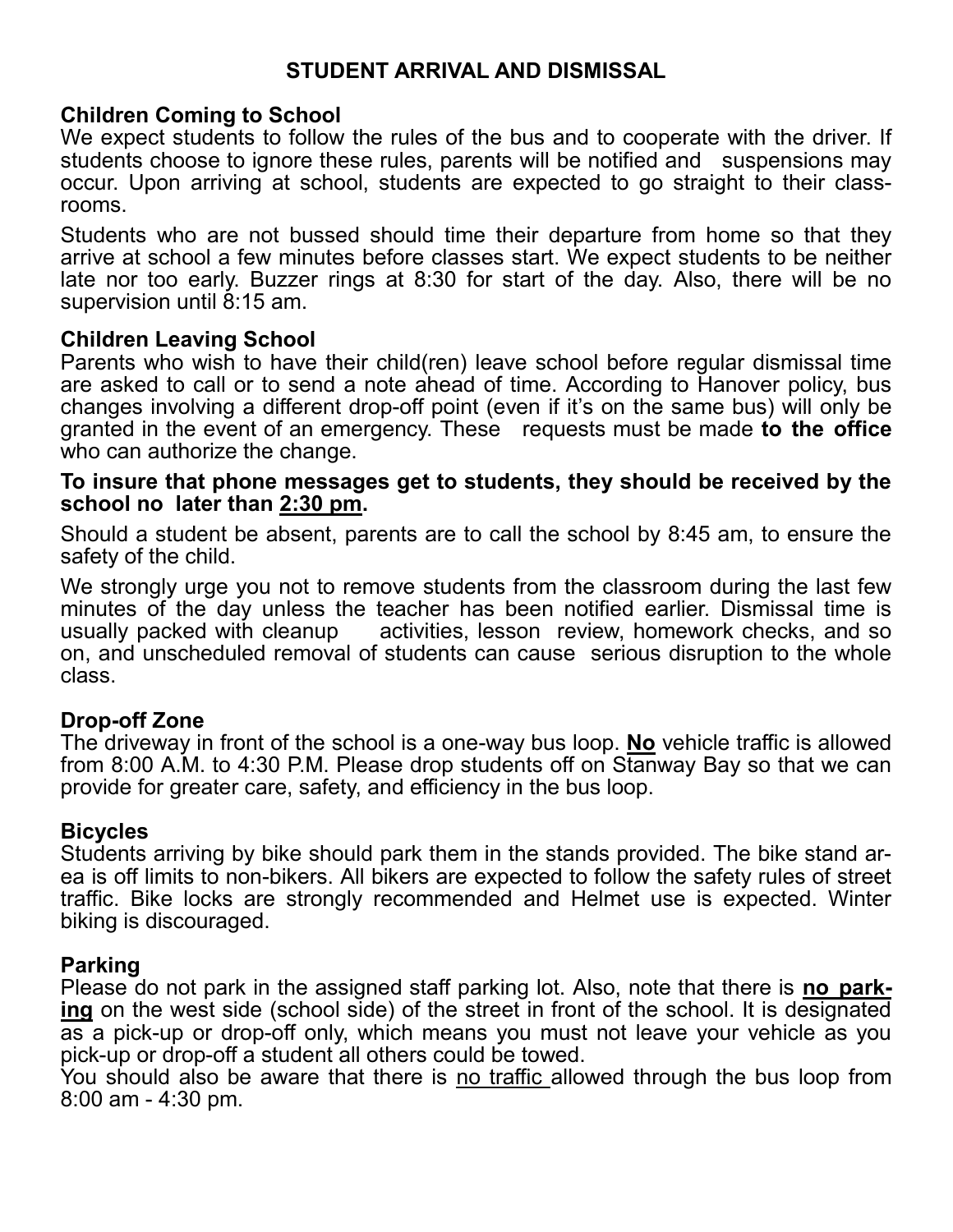# STUDENT ARRIVAL AND DISMISSAL

## Children Coming to School

We expect students to follow the rules of the bus and to cooperate with the driver. If students choose to ignore these rules, parents will be notified and suspensions may occur. Upon arriving at school, students are expected to go straight to their classrooms.

Students who are not bussed should time their departure from home so that they arrive at school a few minutes before classes start. We expect students to be neither late nor too early. Buzzer rings at 8:30 for start of the day. Also, there will be no supervision until 8:15 am.

## Children Leaving School

Parents who wish to have their child(ren) leave school before regular dismissal time are asked to call or to send a note ahead of time. According to Hanover policy, bus changes involving a different drop-off point (even if it's on the same bus) will only be granted in the event of an emergency. These requests must be made **to the office** who can authorize the change.

**To insure that phone messages get to students, they should be received by the school no later than <u>2:30 pm</u>.**

Should a student be absent, parents are to call the school by 8:45 am, to ensure the safety of the child.

We strongly urge you not to remove students from the classroom during the last few minutes of the day unless the teacher has been notified earlier. Dismissal time is usually packed with cleanup activities, lesson review, homework checks, and so on, and unscheduled removal of students can cause serious disruption to the whole class.

## Drop-off Zone

The driveway in front of the school is a one-way bus loop. **<u>No</u>** vehicle traffic is allowed from 8:00 A.M. to 4:30 P.M. Please drop students off on Stanway Bay so that we can provide for greater care, safety, and efficiency in the bus loop.

## Bicycles

Students arriving by bike should park them in the stands provided. The bike stand area is off limits to non-bikers. All bikers are expected to follow the safety rules of street traffic. Bike locks are strongly recommended and Helmet use is expected. Winter biking is discouraged.

## Parking

Please do not park in the assigned staff parking lot. Also, note that there is **<u>no parking</u>** on the west side (school side) of the street in front of the school. It is designated as a pick-up or drop-off only, which means you must not leave your vehicle as you pick-up or drop-off a student all others could be towed.

You should also be aware that there is <u>no traffic</u> allowed through the bus loop from 8:00 am - 4:30 pm.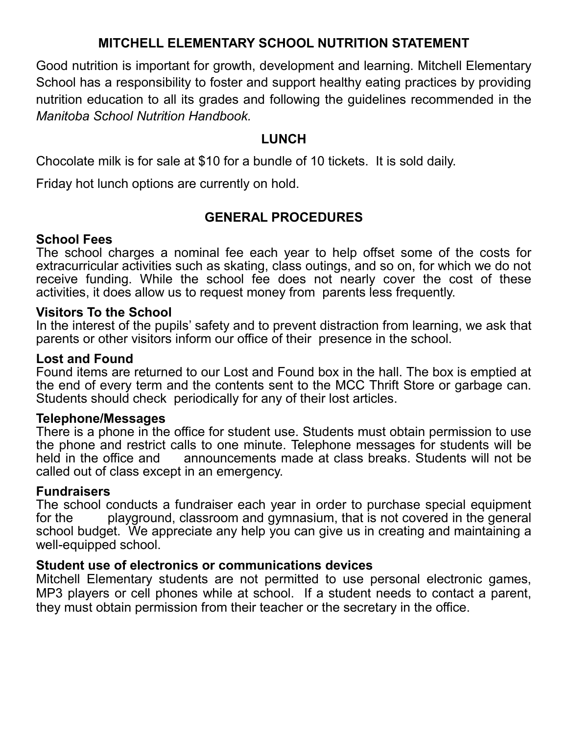## MITCHELL ELEMENTARY SCHOOL NUTRITION STATEMENT

Good nutrition is important for growth, development and learning. Mitchell Elementary School has a responsibility to foster and support healthy eating practices by providing nutrition education to all its grades and following the guidelines recommended in the *Manitoba School Nutrition Handbook.*

## LUNCH

Chocolate milk is for sale at $10 for a bundle of 10 tickets. It is sold daily.

Friday hot lunch options are currently on hold.

## GENERAL PROCEDURES

**School Fees**
The school charges a nominal fee each year to help offset some of the costs for extracurricular activities such as skating, class outings, and so on, for which we do not receive funding. While the school fee does not nearly cover the cost of these activities, it does allow us to request money from parents less frequently.

**Visitors To the School**
In the interest of the pupils' safety and to prevent distraction from learning, we ask that parents or other visitors inform our office of their presence in the school.

**Lost and Found**
Found items are returned to our Lost and Found box in the hall. The box is emptied at the end of every term and the contents sent to the MCC Thrift Store or garbage can. Students should check periodically for any of their lost articles.

**Telephone/Messages**
There is a phone in the office for student use. Students must obtain permission to use the phone and restrict calls to one minute. Telephone messages for students will be held in the office and announcements made at class breaks. Students will not be called out of class except in an emergency.

**Fundraisers**
The school conducts a fundraiser each year in order to purchase special equipment for the playground, classroom and gymnasium, that is not covered in the general school budget. We appreciate any help you can give us in creating and maintaining a well-equipped school.

**Student use of electronics or communications devices**
Mitchell Elementary students are not permitted to use personal electronic games, MP3 players or cell phones while at school. If a student needs to contact a parent, they must obtain permission from their teacher or the secretary in the office.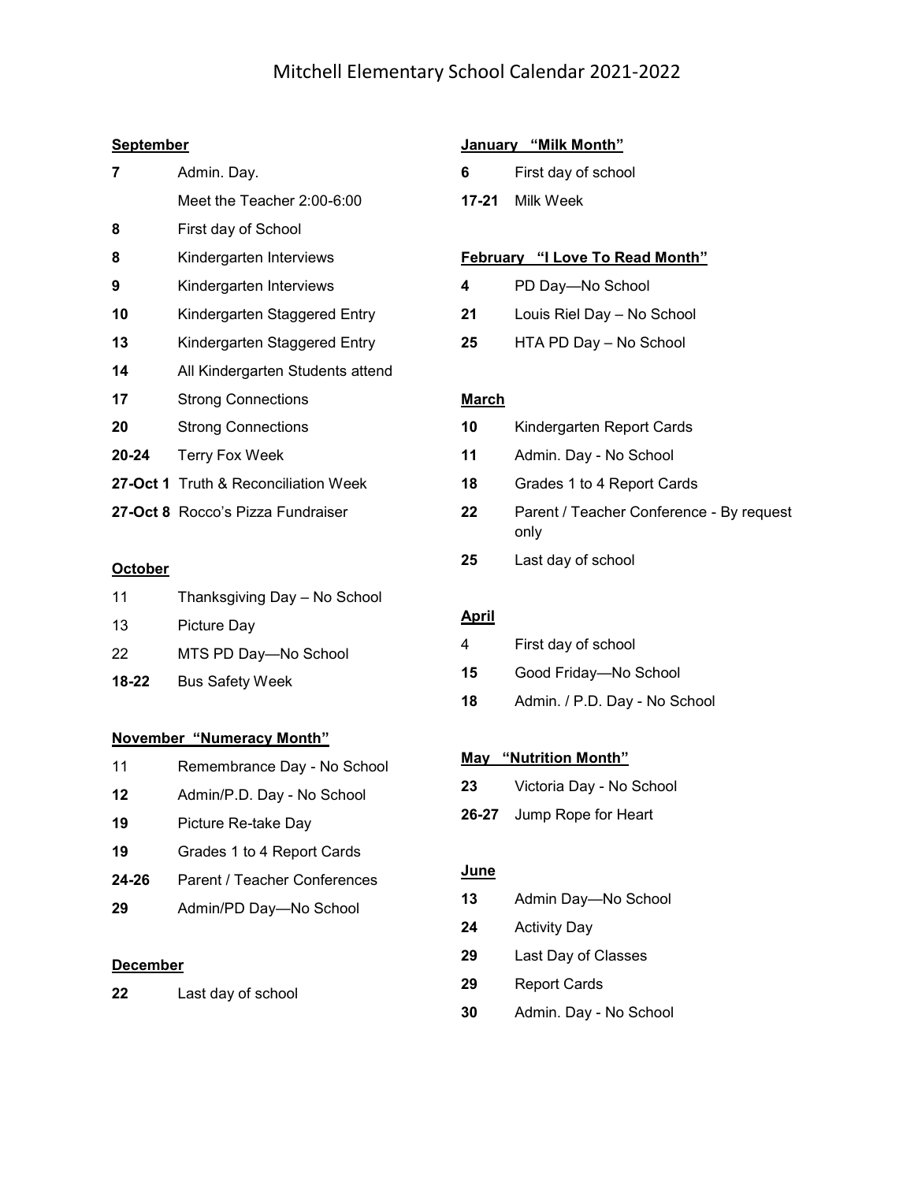# Mitchell Elementary School Calendar 2021-2022

**September**

| | |
|---|---|
| **7** | Admin. Day. |
| | Meet the Teacher 2:00-6:00 |
| **8** | First day of School |
| **8** | Kindergarten Interviews |
| **9** | Kindergarten Interviews |
| **10** | Kindergarten Staggered Entry |
| **13** | Kindergarten Staggered Entry |
| **14** | All Kindergarten Students attend |
| **17** | Strong Connections |
| **20** | Strong Connections |
| **20-24** | Terry Fox Week |
| **27-Oct 1** | Truth & Reconciliation Week |
| **27-Oct 8** | Rocco's Pizza Fundraiser |

**October**

| | |
|---|---|
| 11 | Thanksgiving Day – No School |
| 13 | Picture Day |
| 22 | MTS PD Day—No School |
| **18-22** | Bus Safety Week |

**November "Numeracy Month"**

| | |
|---|---|
| 11 | Remembrance Day - No School |
| **12** | Admin/P.D. Day - No School |
| **19** | Picture Re-take Day |
| **19** | Grades 1 to 4 Report Cards |
| **24-26** | Parent / Teacher Conferences |
| **29** | Admin/PD Day—No School |

**December**

| | |
|---|---|
| **22** | Last day of school |

**January "Milk Month"**

| | |
|---|---|
| **6** | First day of school |
| **17-21** | Milk Week |

**February "I Love To Read Month"**

| | |
|---|---|
| **4** | PD Day—No School |
| **21** | Louis Riel Day – No School |
| **25** | HTA PD Day – No School |

**March**

| | |
|---|---|
| **10** | Kindergarten Report Cards |
| **11** | Admin. Day - No School |
| **18** | Grades 1 to 4 Report Cards |
| **22** | Parent / Teacher Conference - By request only |
| **25** | Last day of school |

**April**

| | |
|---|---|
| 4 | First day of school |
| **15** | Good Friday—No School |
| **18** | Admin. / P.D. Day - No School |

**May "Nutrition Month"**

| | |
|---|---|
| **23** | Victoria Day - No School |
| **26-27** | Jump Rope for Heart |

**June**

| | |
|---|---|
| **13** | Admin Day—No School |
| **24** | Activity Day |
| **29** | Last Day of Classes |
| **29** | Report Cards |
| **30** | Admin. Day - No School |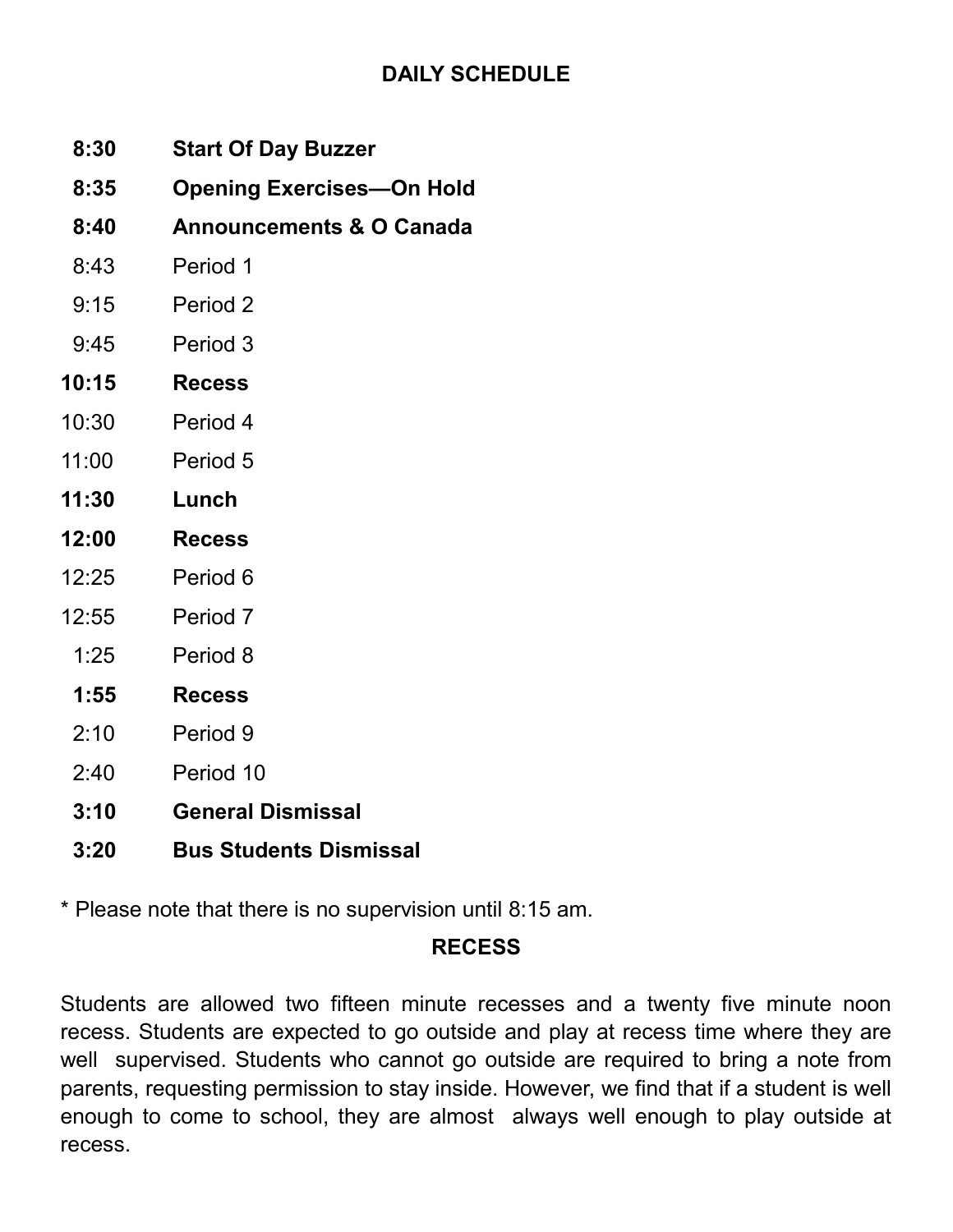## DAILY SCHEDULE

| | |
|---|---|
| **8:30** | **Start Of Day Buzzer** |
| **8:35** | **Opening Exercises—On Hold** |
| **8:40** | **Announcements & O Canada** |
| 8:43 | Period 1 |
| 9:15 | Period 2 |
| 9:45 | Period 3 |
| **10:15** | **Recess** |
| 10:30 | Period 4 |
| 11:00 | Period 5 |
| **11:30** | **Lunch** |
| **12:00** | **Recess** |
| 12:25 | Period 6 |
| 12:55 | Period 7 |
| 1:25 | Period 8 |
| **1:55** | **Recess** |
| 2:10 | Period 9 |
| 2:40 | Period 10 |
| **3:10** | **General Dismissal** |
| **3:20** | **Bus Students Dismissal** |

* Please note that there is no supervision until 8:15 am.

## RECESS

Students are allowed two fifteen minute recesses and a twenty five minute noon recess. Students are expected to go outside and play at recess time where they are well supervised. Students who cannot go outside are required to bring a note from parents, requesting permission to stay inside. However, we find that if a student is well enough to come to school, they are almost always well enough to play outside at recess.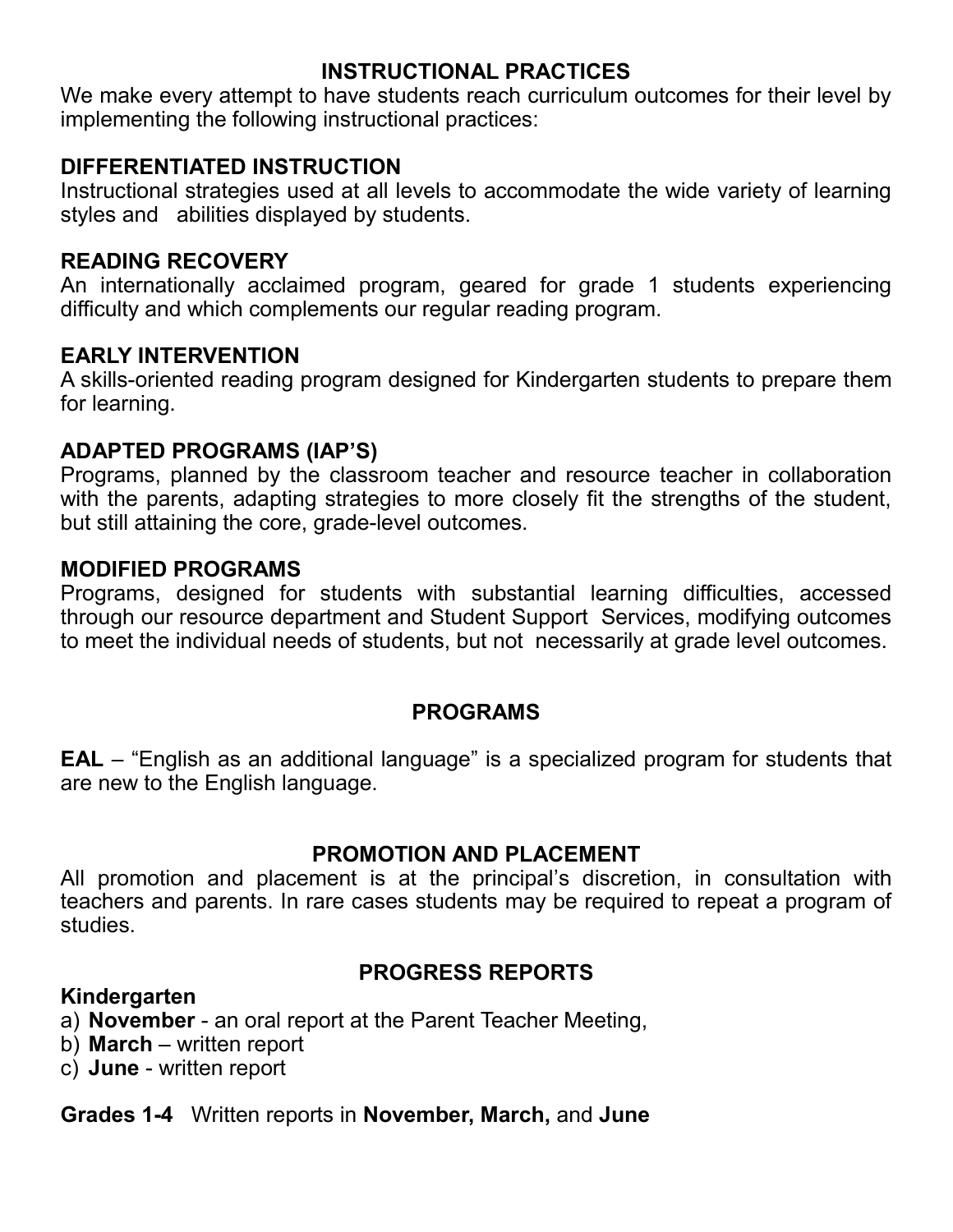## INSTRUCTIONAL PRACTICES

We make every attempt to have students reach curriculum outcomes for their level by implementing the following instructional practices:

### DIFFERENTIATED INSTRUCTION

Instructional strategies used at all levels to accommodate the wide variety of learning styles and abilities displayed by students.

### READING RECOVERY

An internationally acclaimed program, geared for grade 1 students experiencing difficulty and which complements our regular reading program.

### EARLY INTERVENTION

A skills-oriented reading program designed for Kindergarten students to prepare them for learning.

### ADAPTED PROGRAMS (IAP'S)

Programs, planned by the classroom teacher and resource teacher in collaboration with the parents, adapting strategies to more closely fit the strengths of the student, but still attaining the core, grade-level outcomes.

### MODIFIED PROGRAMS

Programs, designed for students with substantial learning difficulties, accessed through our resource department and Student Support Services, modifying outcomes to meet the individual needs of students, but not necessarily at grade level outcomes.

## PROGRAMS

**EAL** – "English as an additional language" is a specialized program for students that are new to the English language.

## PROMOTION AND PLACEMENT

All promotion and placement is at the principal's discretion, in consultation with teachers and parents. In rare cases students may be required to repeat a program of studies.

## PROGRESS REPORTS

**Kindergarten**

a) **November** - an oral report at the Parent Teacher Meeting,
b) **March** – written report
c) **June** - written report

**Grades 1-4** Written reports in **November, March,** and **June**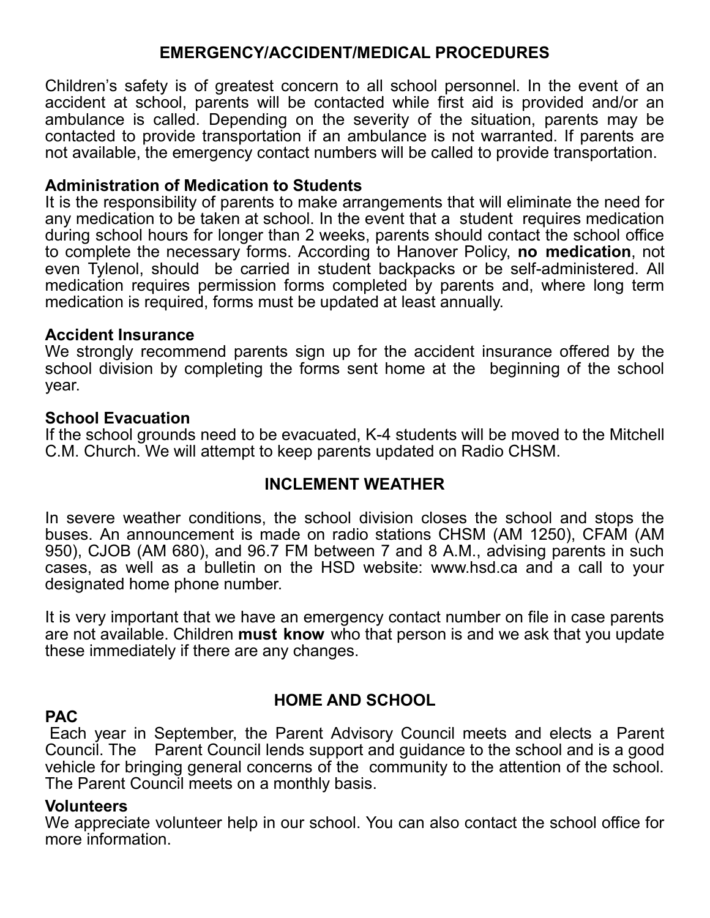## EMERGENCY/ACCIDENT/MEDICAL PROCEDURES

Children's safety is of greatest concern to all school personnel. In the event of an accident at school, parents will be contacted while first aid is provided and/or an ambulance is called. Depending on the severity of the situation, parents may be contacted to provide transportation if an ambulance is not warranted. If parents are not available, the emergency contact numbers will be called to provide transportation.

### Administration of Medication to Students

It is the responsibility of parents to make arrangements that will eliminate the need for any medication to be taken at school. In the event that a student requires medication during school hours for longer than 2 weeks, parents should contact the school office to complete the necessary forms. According to Hanover Policy, **no medication**, not even Tylenol, should be carried in student backpacks or be self-administered. All medication requires permission forms completed by parents and, where long term medication is required, forms must be updated at least annually.

### Accident Insurance

We strongly recommend parents sign up for the accident insurance offered by the school division by completing the forms sent home at the beginning of the school year.

### School Evacuation

If the school grounds need to be evacuated, K-4 students will be moved to the Mitchell C.M. Church. We will attempt to keep parents updated on Radio CHSM.

## INCLEMENT WEATHER

In severe weather conditions, the school division closes the school and stops the buses. An announcement is made on radio stations CHSM (AM 1250), CFAM (AM 950), CJOB (AM 680), and 96.7 FM between 7 and 8 A.M., advising parents in such cases, as well as a bulletin on the HSD website: www.hsd.ca and a call to your designated home phone number.

It is very important that we have an emergency contact number on file in case parents are not available. Children **must know** who that person is and we ask that you update these immediately if there are any changes.

## HOME AND SCHOOL

### PAC

Each year in September, the Parent Advisory Council meets and elects a Parent Council. The Parent Council lends support and guidance to the school and is a good vehicle for bringing general concerns of the community to the attention of the school. The Parent Council meets on a monthly basis.

### Volunteers

We appreciate volunteer help in our school. You can also contact the school office for more information.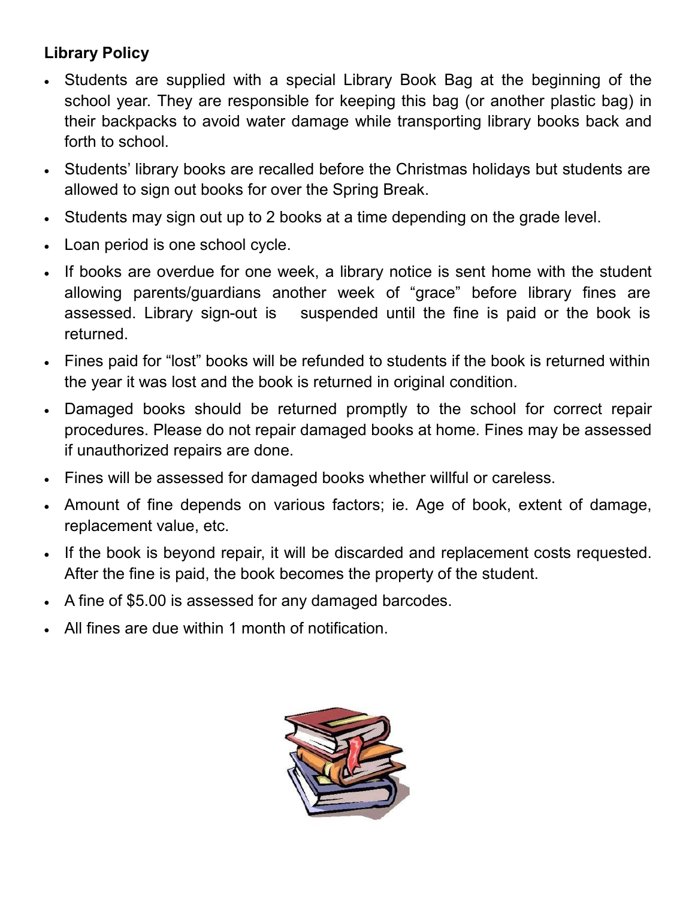## Library Policy

- Students are supplied with a special Library Book Bag at the beginning of the school year. They are responsible for keeping this bag (or another plastic bag) in their backpacks to avoid water damage while transporting library books back and forth to school.
- Students' library books are recalled before the Christmas holidays but students are allowed to sign out books for over the Spring Break.
- Students may sign out up to 2 books at a time depending on the grade level.
- Loan period is one school cycle.
- If books are overdue for one week, a library notice is sent home with the student allowing parents/guardians another week of "grace" before library fines are assessed. Library sign-out is suspended until the fine is paid or the book is returned.
- Fines paid for "lost" books will be refunded to students if the book is returned within the year it was lost and the book is returned in original condition.
- Damaged books should be returned promptly to the school for correct repair procedures. Please do not repair damaged books at home. Fines may be assessed if unauthorized repairs are done.
- Fines will be assessed for damaged books whether willful or careless.
- Amount of fine depends on various factors; ie. Age of book, extent of damage, replacement value, etc.
- If the book is beyond repair, it will be discarded and replacement costs requested. After the fine is paid, the book becomes the property of the student.
- A fine of $5.00 is assessed for any damaged barcodes.
- All fines are due within 1 month of notification.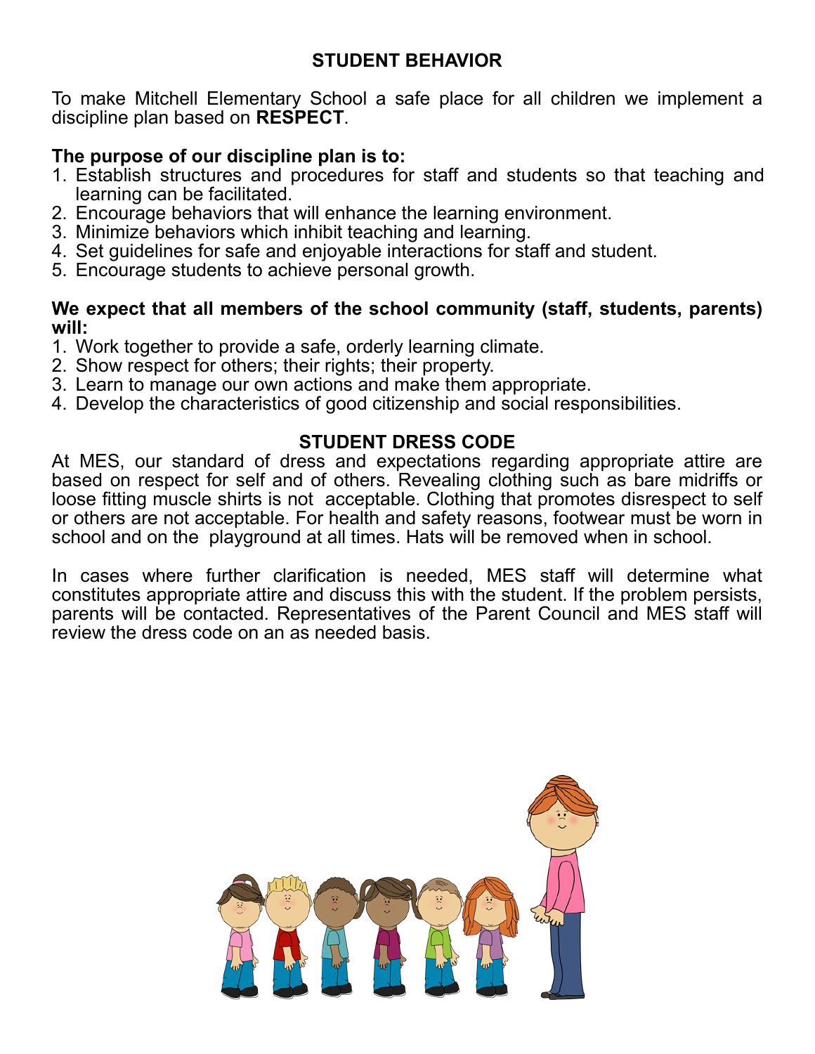## STUDENT BEHAVIOR

To make Mitchell Elementary School a safe place for all children we implement a discipline plan based on **RESPECT**.

**The purpose of our discipline plan is to:**

1. Establish structures and procedures for staff and students so that teaching and learning can be facilitated.
2. Encourage behaviors that will enhance the learning environment.
3. Minimize behaviors which inhibit teaching and learning.
4. Set guidelines for safe and enjoyable interactions for staff and student.
5. Encourage students to achieve personal growth.

**We expect that all members of the school community (staff, students, parents) will:**

1. Work together to provide a safe, orderly learning climate.
2. Show respect for others; their rights; their property.
3. Learn to manage our own actions and make them appropriate.
4. Develop the characteristics of good citizenship and social responsibilities.

## STUDENT DRESS CODE

At MES, our standard of dress and expectations regarding appropriate attire are based on respect for self and of others. Revealing clothing such as bare midriffs or loose fitting muscle shirts is not acceptable. Clothing that promotes disrespect to self or others are not acceptable. For health and safety reasons, footwear must be worn in school and on the playground at all times. Hats will be removed when in school.

In cases where further clarification is needed, MES staff will determine what constitutes appropriate attire and discuss this with the student. If the problem persists, parents will be contacted. Representatives of the Parent Council and MES staff will review the dress code on an as needed basis.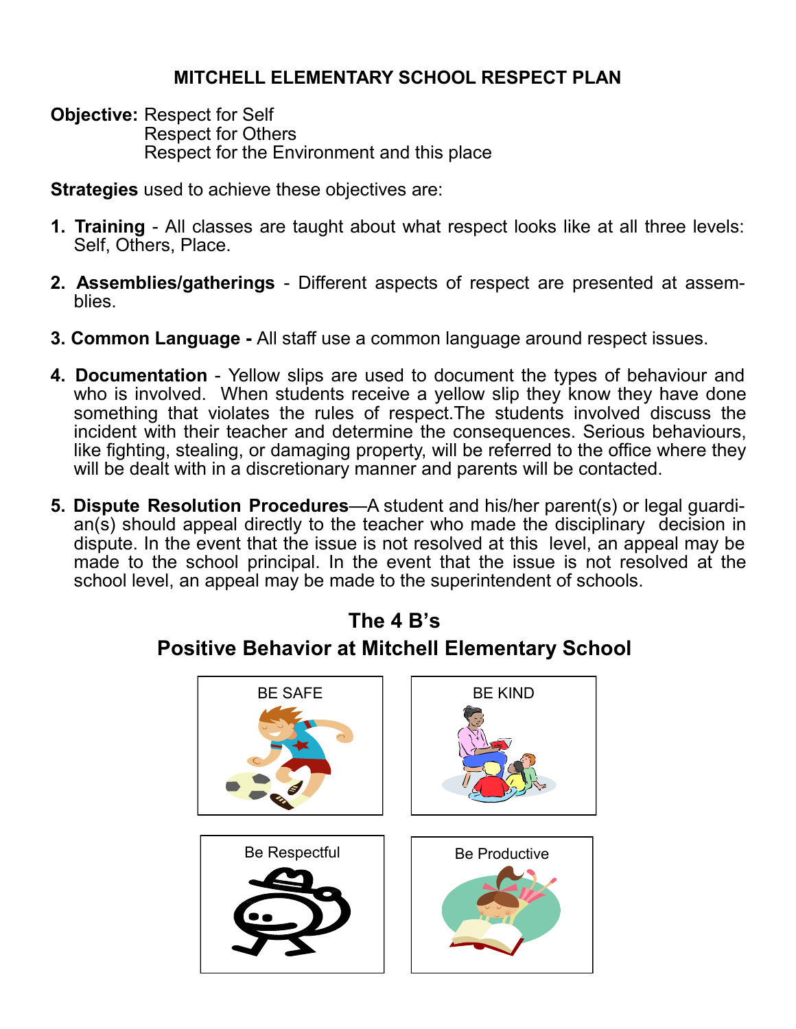# MITCHELL ELEMENTARY SCHOOL RESPECT PLAN

**Objective:** Respect for Self
Respect for Others
Respect for the Environment and this place

**Strategies** used to achieve these objectives are:

1. **Training** - All classes are taught about what respect looks like at all three levels: Self, Others, Place.

2. **Assemblies/gatherings** - Different aspects of respect are presented at assemblies.

3. **Common Language -** All staff use a common language around respect issues.

4. **Documentation** - Yellow slips are used to document the types of behaviour and who is involved. When students receive a yellow slip they know they have done something that violates the rules of respect.The students involved discuss the incident with their teacher and determine the consequences. Serious behaviours, like fighting, stealing, or damaging property, will be referred to the office where they will be dealt with in a discretionary manner and parents will be contacted.

5. **Dispute Resolution Procedures**—A student and his/her parent(s) or legal guardian(s) should appeal directly to the teacher who made the disciplinary decision in dispute. In the event that the issue is not resolved at this level, an appeal may be made to the school principal. In the event that the issue is not resolved at the school level, an appeal may be made to the superintendent of schools.

## The 4 B's
## Positive Behavior at Mitchell Elementary School

BE SAFE

BE KIND

Be Respectful

Be Productive